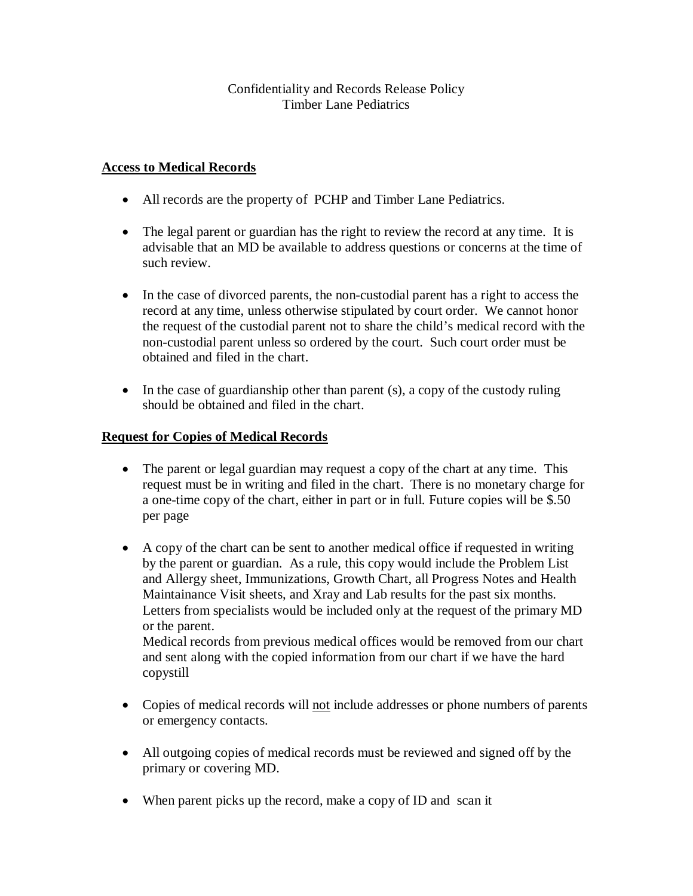# Confidentiality and Records Release Policy
## Timber Lane Pediatrics

**<u>Access to Medical Records</u>**

- All records are the property of PCHP and Timber Lane Pediatrics.

- The legal parent or guardian has the right to review the record at any time. It is advisable that an MD be available to address questions or concerns at the time of such review.

- In the case of divorced parents, the non-custodial parent has a right to access the record at any time, unless otherwise stipulated by court order. We cannot honor the request of the custodial parent not to share the child's medical record with the non-custodial parent unless so ordered by the court. Such court order must be obtained and filed in the chart.

- In the case of guardianship other than parent (s), a copy of the custody ruling should be obtained and filed in the chart.

**<u>Request for Copies of Medical Records</u>**

- The parent or legal guardian may request a copy of the chart at any time. This request must be in writing and filed in the chart. There is no monetary charge for a one-time copy of the chart, either in part or in full. Future copies will be $.50 per page

- A copy of the chart can be sent to another medical office if requested in writing by the parent or guardian. As a rule, this copy would include the Problem List and Allergy sheet, Immunizations, Growth Chart, all Progress Notes and Health Maintainance Visit sheets, and Xray and Lab results for the past six months. Letters from specialists would be included only at the request of the primary MD or the parent.
  Medical records from previous medical offices would be removed from our chart and sent along with the copied information from our chart if we have the hard copystill

- Copies of medical records will <u>not</u> include addresses or phone numbers of parents or emergency contacts.

- All outgoing copies of medical records must be reviewed and signed off by the primary or covering MD.

- When parent picks up the record, make a copy of ID and scan it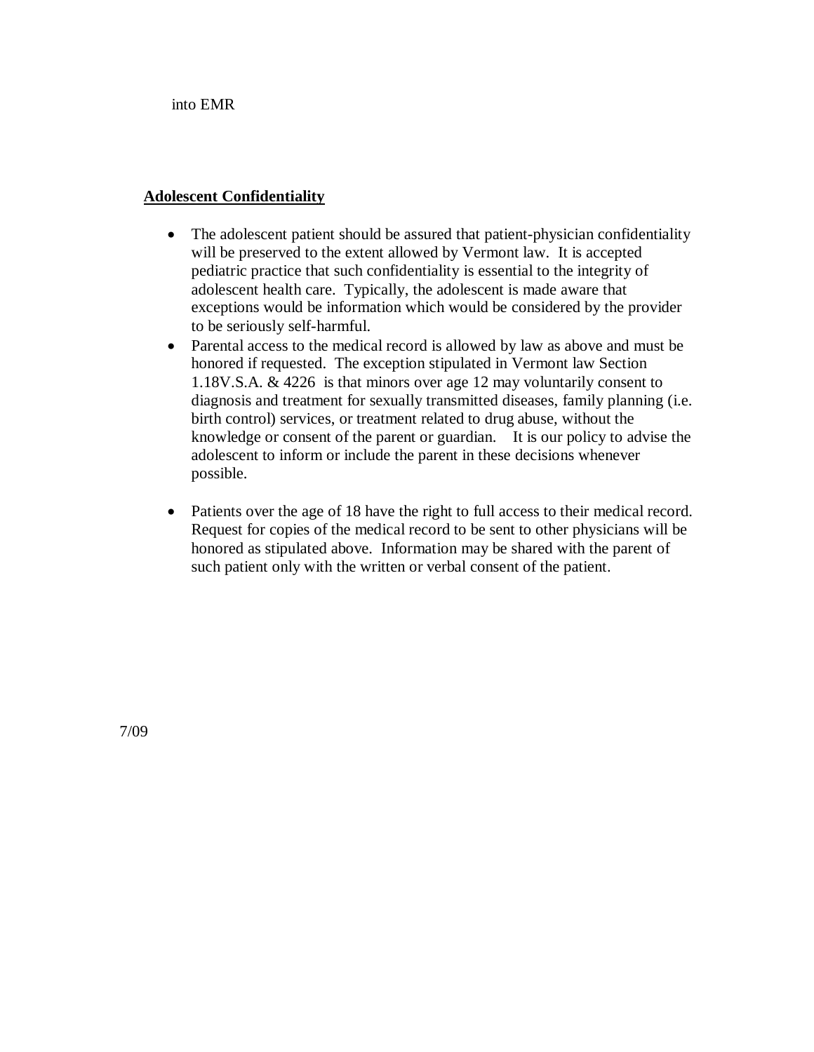into EMR

**Adolescent Confidentiality**

- The adolescent patient should be assured that patient-physician confidentiality will be preserved to the extent allowed by Vermont law. It is accepted pediatric practice that such confidentiality is essential to the integrity of adolescent health care. Typically, the adolescent is made aware that exceptions would be information which would be considered by the provider to be seriously self-harmful.
- Parental access to the medical record is allowed by law as above and must be honored if requested. The exception stipulated in Vermont law Section 1.18V.S.A. & 4226 is that minors over age 12 may voluntarily consent to diagnosis and treatment for sexually transmitted diseases, family planning (i.e. birth control) services, or treatment related to drug abuse, without the knowledge or consent of the parent or guardian. It is our policy to advise the adolescent to inform or include the parent in these decisions whenever possible.

- Patients over the age of 18 have the right to full access to their medical record. Request for copies of the medical record to be sent to other physicians will be honored as stipulated above. Information may be shared with the parent of such patient only with the written or verbal consent of the patient.

7/09